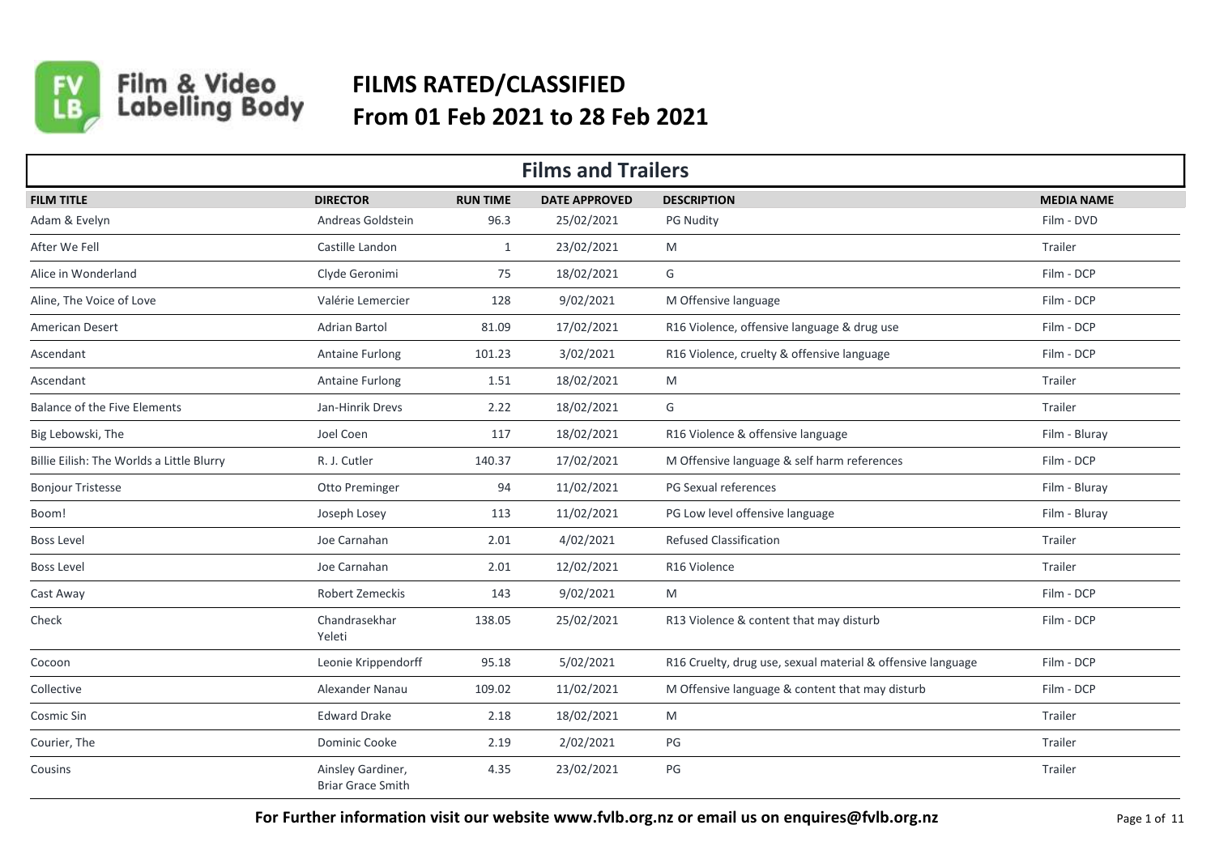# FILMS RATED/CLASSIFIED
# From 01 Feb 2021 to 28 Feb 2021

## Films and Trailers

| FILM TITLE | DIRECTOR | RUN TIME | DATE APPROVED | DESCRIPTION | MEDIA NAME |
|---|---|---|---|---|---|
| Adam & Evelyn | Andreas Goldstein | 96.3 | 25/02/2021 | PG Nudity | Film - DVD |
| After We Fell | Castille Landon | 1 | 23/02/2021 | M | Trailer |
| Alice in Wonderland | Clyde Geronimi | 75 | 18/02/2021 | G | Film - DCP |
| Aline, The Voice of Love | Valérie Lemercier | 128 | 9/02/2021 | M Offensive language | Film - DCP |
| American Desert | Adrian Bartol | 81.09 | 17/02/2021 | R16 Violence, offensive language & drug use | Film - DCP |
| Ascendant | Antaine Furlong | 101.23 | 3/02/2021 | R16 Violence, cruelty & offensive language | Film - DCP |
| Ascendant | Antaine Furlong | 1.51 | 18/02/2021 | M | Trailer |
| Balance of the Five Elements | Jan-Hinrik Drevs | 2.22 | 18/02/2021 | G | Trailer |
| Big Lebowski, The | Joel Coen | 117 | 18/02/2021 | R16 Violence & offensive language | Film - Bluray |
| Billie Eilish: The Worlds a Little Blurry | R. J. Cutler | 140.37 | 17/02/2021 | M Offensive language & self harm references | Film - DCP |
| Bonjour Tristesse | Otto Preminger | 94 | 11/02/2021 | PG Sexual references | Film - Bluray |
| Boom! | Joseph Losey | 113 | 11/02/2021 | PG Low level offensive language | Film - Bluray |
| Boss Level | Joe Carnahan | 2.01 | 4/02/2021 | Refused Classification | Trailer |
| Boss Level | Joe Carnahan | 2.01 | 12/02/2021 | R16 Violence | Trailer |
| Cast Away | Robert Zemeckis | 143 | 9/02/2021 | M | Film - DCP |
| Check | Chandrasekhar Yeleti | 138.05 | 25/02/2021 | R13 Violence & content that may disturb | Film - DCP |
| Cocoon | Leonie Krippendorff | 95.18 | 5/02/2021 | R16 Cruelty, drug use, sexual material & offensive language | Film - DCP |
| Collective | Alexander Nanau | 109.02 | 11/02/2021 | M Offensive language & content that may disturb | Film - DCP |
| Cosmic Sin | Edward Drake | 2.18 | 18/02/2021 | M | Trailer |
| Courier, The | Dominic Cooke | 2.19 | 2/02/2021 | PG | Trailer |
| Cousins | Ainsley Gardiner, Briar Grace Smith | 4.35 | 23/02/2021 | PG | Trailer |

For Further information visit our website www.fvlb.org.nz or email us on enquires@fvlb.org.nz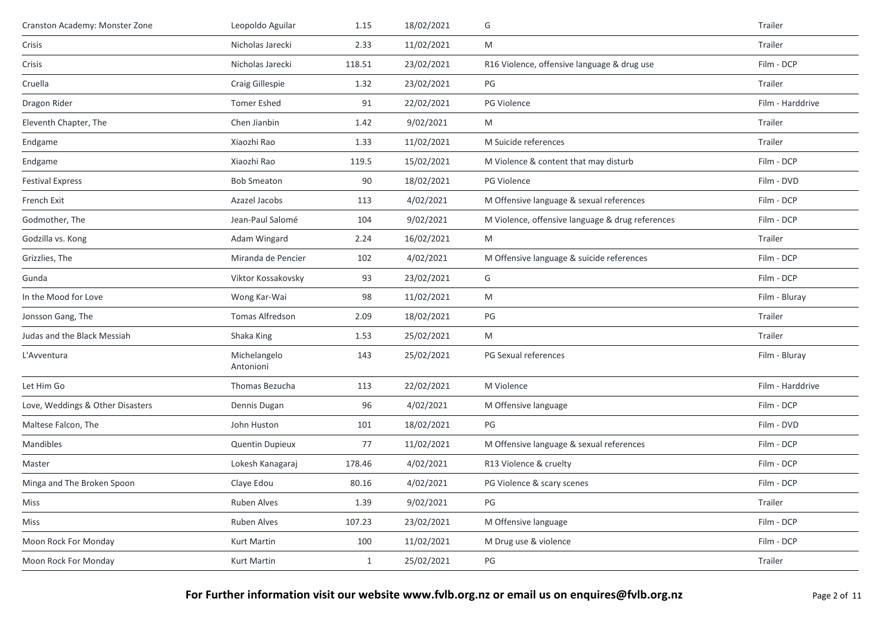| | | | | | |
|---|---|---|---|---|---|
| Cranston Academy: Monster Zone | Leopoldo Aguilar | 1.15 | 18/02/2021 | G | Trailer |
| Crisis | Nicholas Jarecki | 2.33 | 11/02/2021 | M | Trailer |
| Crisis | Nicholas Jarecki | 118.51 | 23/02/2021 | R16 Violence, offensive language & drug use | Film - DCP |
| Cruella | Craig Gillespie | 1.32 | 23/02/2021 | PG | Trailer |
| Dragon Rider | Tomer Eshed | 91 | 22/02/2021 | PG Violence | Film - Harddrive |
| Eleventh Chapter, The | Chen Jianbin | 1.42 | 9/02/2021 | M | Trailer |
| Endgame | Xiaozhi Rao | 1.33 | 11/02/2021 | M Suicide references | Trailer |
| Endgame | Xiaozhi Rao | 119.5 | 15/02/2021 | M Violence & content that may disturb | Film - DCP |
| Festival Express | Bob Smeaton | 90 | 18/02/2021 | PG Violence | Film - DVD |
| French Exit | Azazel Jacobs | 113 | 4/02/2021 | M Offensive language & sexual references | Film - DCP |
| Godmother, The | Jean-Paul Salomé | 104 | 9/02/2021 | M Violence, offensive language & drug references | Film - DCP |
| Godzilla vs. Kong | Adam Wingard | 2.24 | 16/02/2021 | M | Trailer |
| Grizzlies, The | Miranda de Pencier | 102 | 4/02/2021 | M Offensive language & suicide references | Film - DCP |
| Gunda | Viktor Kossakovsky | 93 | 23/02/2021 | G | Film - DCP |
| In the Mood for Love | Wong Kar-Wai | 98 | 11/02/2021 | M | Film - Bluray |
| Jonsson Gang, The | Tomas Alfredson | 2.09 | 18/02/2021 | PG | Trailer |
| Judas and the Black Messiah | Shaka King | 1.53 | 25/02/2021 | M | Trailer |
| L'Avventura | Michelangelo Antonioni | 143 | 25/02/2021 | PG Sexual references | Film - Bluray |
| Let Him Go | Thomas Bezucha | 113 | 22/02/2021 | M Violence | Film - Harddrive |
| Love, Weddings & Other Disasters | Dennis Dugan | 96 | 4/02/2021 | M Offensive language | Film - DCP |
| Maltese Falcon, The | John Huston | 101 | 18/02/2021 | PG | Film - DVD |
| Mandibles | Quentin Dupieux | 77 | 11/02/2021 | M Offensive language & sexual references | Film - DCP |
| Master | Lokesh Kanagaraj | 178.46 | 4/02/2021 | R13 Violence & cruelty | Film - DCP |
| Minga and The Broken Spoon | Claye Edou | 80.16 | 4/02/2021 | PG Violence & scary scenes | Film - DCP |
| Miss | Ruben Alves | 1.39 | 9/02/2021 | PG | Trailer |
| Miss | Ruben Alves | 107.23 | 23/02/2021 | M Offensive language | Film - DCP |
| Moon Rock For Monday | Kurt Martin | 100 | 11/02/2021 | M Drug use & violence | Film - DCP |
| Moon Rock For Monday | Kurt Martin | 1 | 25/02/2021 | PG | Trailer |

**For Further information visit our website www.fvlb.org.nz or email us on enquires@fvlb.org.nz**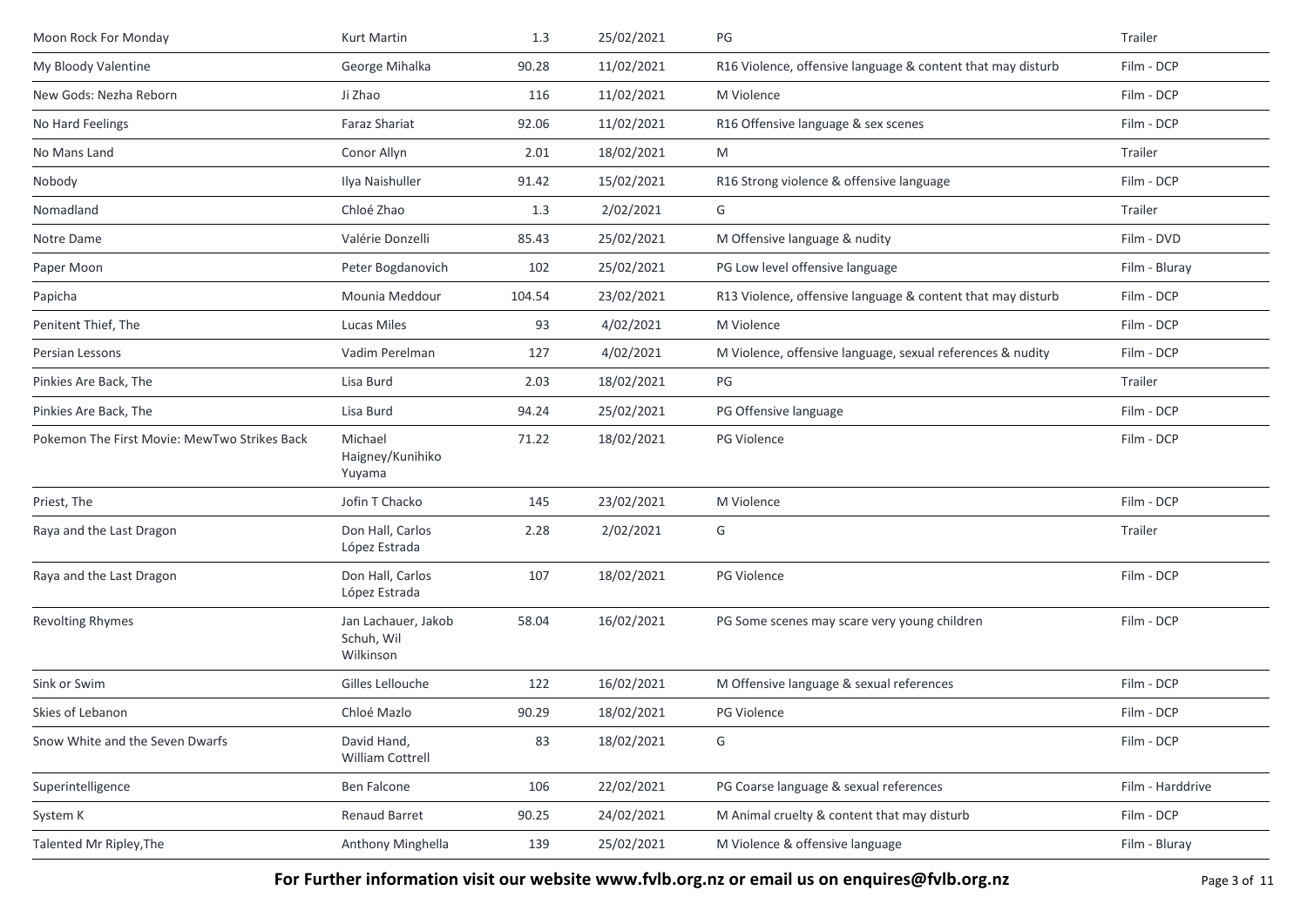| Moon Rock For Monday | Kurt Martin | 1.3 | 25/02/2021 | PG | Trailer |
|---|---|---|---|---|---|
| My Bloody Valentine | George Mihalka | 90.28 | 11/02/2021 | R16 Violence, offensive language & content that may disturb | Film - DCP |
| New Gods: Nezha Reborn | Ji Zhao | 116 | 11/02/2021 | M Violence | Film - DCP |
| No Hard Feelings | Faraz Shariat | 92.06 | 11/02/2021 | R16 Offensive language & sex scenes | Film - DCP |
| No Mans Land | Conor Allyn | 2.01 | 18/02/2021 | M | Trailer |
| Nobody | Ilya Naishuller | 91.42 | 15/02/2021 | R16 Strong violence & offensive language | Film - DCP |
| Nomadland | Chloé Zhao | 1.3 | 2/02/2021 | G | Trailer |
| Notre Dame | Valérie Donzelli | 85.43 | 25/02/2021 | M Offensive language & nudity | Film - DVD |
| Paper Moon | Peter Bogdanovich | 102 | 25/02/2021 | PG Low level offensive language | Film - Bluray |
| Papicha | Mounia Meddour | 104.54 | 23/02/2021 | R13 Violence, offensive language & content that may disturb | Film - DCP |
| Penitent Thief, The | Lucas Miles | 93 | 4/02/2021 | M Violence | Film - DCP |
| Persian Lessons | Vadim Perelman | 127 | 4/02/2021 | M Violence, offensive language, sexual references & nudity | Film - DCP |
| Pinkies Are Back, The | Lisa Burd | 2.03 | 18/02/2021 | PG | Trailer |
| Pinkies Are Back, The | Lisa Burd | 94.24 | 25/02/2021 | PG Offensive language | Film - DCP |
| Pokemon The First Movie: MewTwo Strikes Back | Michael Haigney/Kunihiko Yuyama | 71.22 | 18/02/2021 | PG Violence | Film - DCP |
| Priest, The | Jofin T Chacko | 145 | 23/02/2021 | M Violence | Film - DCP |
| Raya and the Last Dragon | Don Hall, Carlos López Estrada | 2.28 | 2/02/2021 | G | Trailer |
| Raya and the Last Dragon | Don Hall, Carlos López Estrada | 107 | 18/02/2021 | PG Violence | Film - DCP |
| Revolting Rhymes | Jan Lachauer, Jakob Schuh, Wil Wilkinson | 58.04 | 16/02/2021 | PG Some scenes may scare very young children | Film - DCP |
| Sink or Swim | Gilles Lellouche | 122 | 16/02/2021 | M Offensive language & sexual references | Film - DCP |
| Skies of Lebanon | Chloé Mazlo | 90.29 | 18/02/2021 | PG Violence | Film - DCP |
| Snow White and the Seven Dwarfs | David Hand, William Cottrell | 83 | 18/02/2021 | G | Film - DCP |
| Superintelligence | Ben Falcone | 106 | 22/02/2021 | PG Coarse language & sexual references | Film - Harddrive |
| System K | Renaud Barret | 90.25 | 24/02/2021 | M Animal cruelty & content that may disturb | Film - DCP |
| Talented Mr Ripley,The | Anthony Minghella | 139 | 25/02/2021 | M Violence & offensive language | Film - Bluray |

**For Further information visit our website www.fvlb.org.nz or email us on enquires@fvlb.org.nz**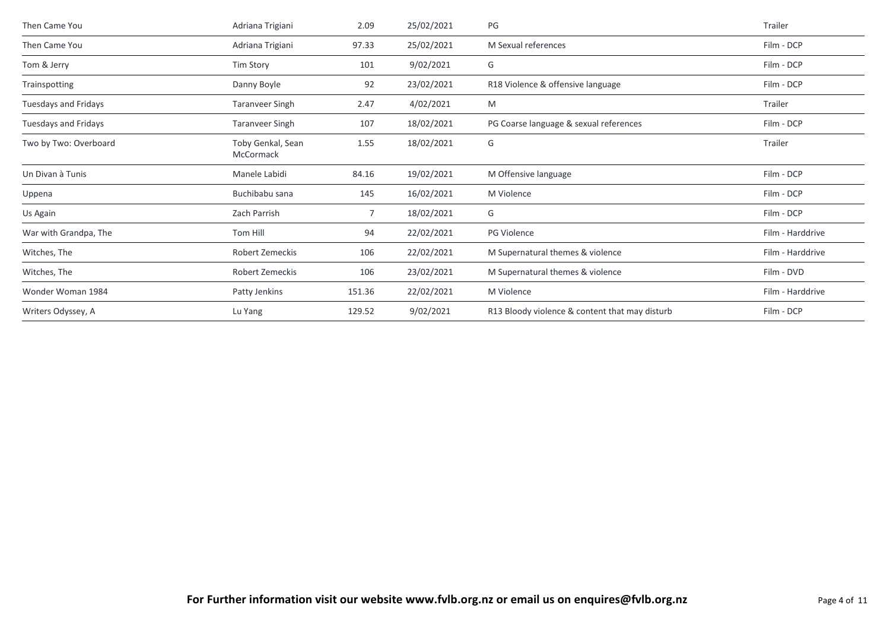| | | | | | |
|---|---|---|---|---|---|
| Then Came You | Adriana Trigiani | 2.09 | 25/02/2021 | PG | Trailer |
| Then Came You | Adriana Trigiani | 97.33 | 25/02/2021 | M Sexual references | Film - DCP |
| Tom & Jerry | Tim Story | 101 | 9/02/2021 | G | Film - DCP |
| Trainspotting | Danny Boyle | 92 | 23/02/2021 | R18 Violence & offensive language | Film - DCP |
| Tuesdays and Fridays | Taranveer Singh | 2.47 | 4/02/2021 | M | Trailer |
| Tuesdays and Fridays | Taranveer Singh | 107 | 18/02/2021 | PG Coarse language & sexual references | Film - DCP |
| Two by Two: Overboard | Toby Genkal, Sean McCormack | 1.55 | 18/02/2021 | G | Trailer |
| Un Divan à Tunis | Manele Labidi | 84.16 | 19/02/2021 | M Offensive language | Film - DCP |
| Uppena | Buchibabu sana | 145 | 16/02/2021 | M Violence | Film - DCP |
| Us Again | Zach Parrish | 7 | 18/02/2021 | G | Film - DCP |
| War with Grandpa, The | Tom Hill | 94 | 22/02/2021 | PG Violence | Film - Harddrive |
| Witches, The | Robert Zemeckis | 106 | 22/02/2021 | M Supernatural themes & violence | Film - Harddrive |
| Witches, The | Robert Zemeckis | 106 | 23/02/2021 | M Supernatural themes & violence | Film - DVD |
| Wonder Woman 1984 | Patty Jenkins | 151.36 | 22/02/2021 | M Violence | Film - Harddrive |
| Writers Odyssey, A | Lu Yang | 129.52 | 9/02/2021 | R13 Bloody violence & content that may disturb | Film - DCP |

**For Further information visit our website www.fvlb.org.nz or email us on enquires@fvlb.org.nz**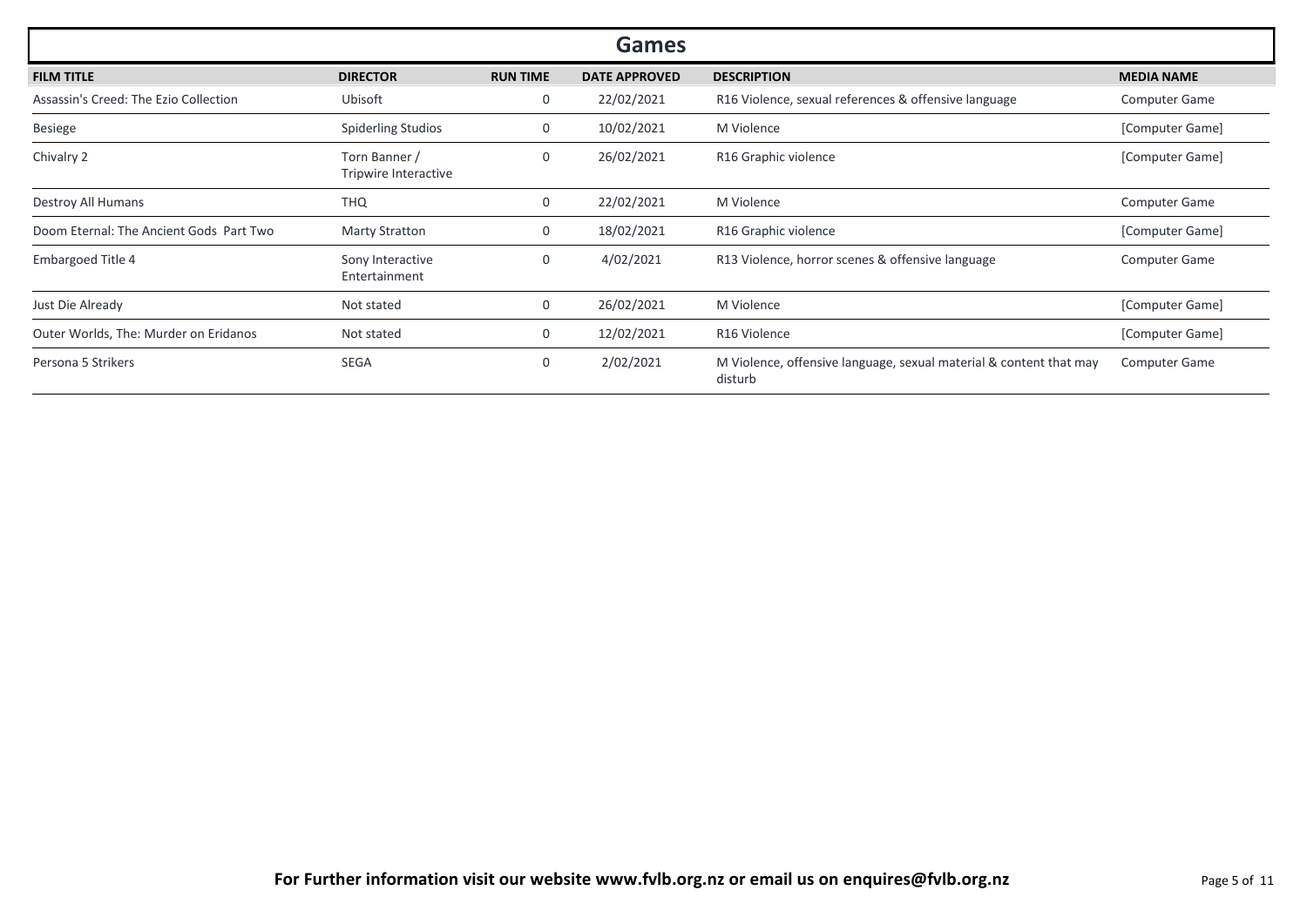## Games

| FILM TITLE | DIRECTOR | RUN TIME | DATE APPROVED | DESCRIPTION | MEDIA NAME |
|---|---|---|---|---|---|
| Assassin's Creed: The Ezio Collection | Ubisoft | 0 | 22/02/2021 | R16 Violence, sexual references & offensive language | Computer Game |
| Besiege | Spiderling Studios | 0 | 10/02/2021 | M Violence | [Computer Game] |
| Chivalry 2 | Torn Banner / Tripwire Interactive | 0 | 26/02/2021 | R16 Graphic violence | [Computer Game] |
| Destroy All Humans | THQ | 0 | 22/02/2021 | M Violence | Computer Game |
| Doom Eternal: The Ancient Gods Part Two | Marty Stratton | 0 | 18/02/2021 | R16 Graphic violence | [Computer Game] |
| Embargoed Title 4 | Sony Interactive Entertainment | 0 | 4/02/2021 | R13 Violence, horror scenes & offensive language | Computer Game |
| Just Die Already | Not stated | 0 | 26/02/2021 | M Violence | [Computer Game] |
| Outer Worlds, The: Murder on Eridanos | Not stated | 0 | 12/02/2021 | R16 Violence | [Computer Game] |
| Persona 5 Strikers | SEGA | 0 | 2/02/2021 | M Violence, offensive language, sexual material & content that may disturb | Computer Game |

**For Further information visit our website www.fvlb.org.nz or email us on enquires@fvlb.org.nz**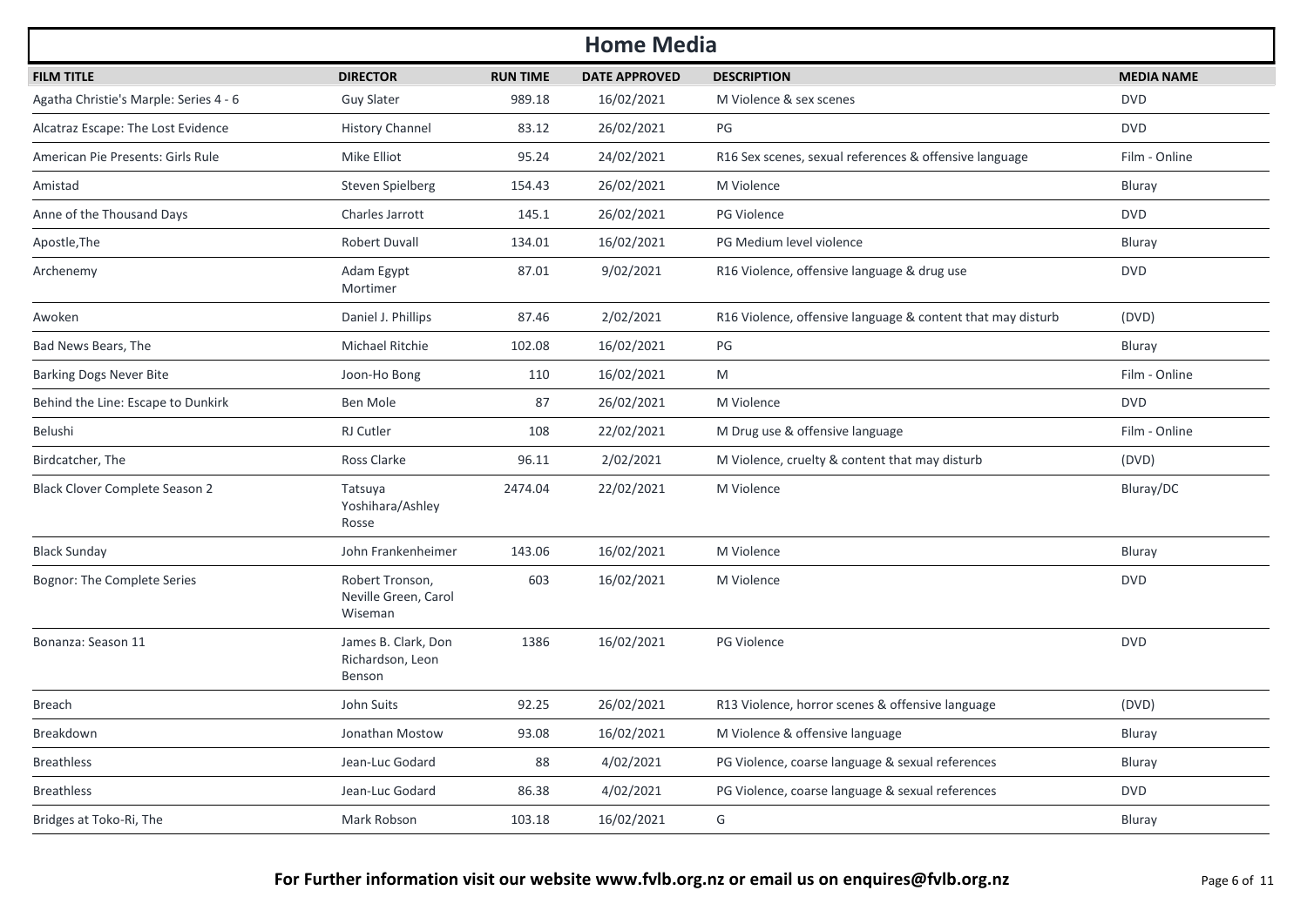# Home Media

| FILM TITLE | DIRECTOR | RUN TIME | DATE APPROVED | DESCRIPTION | MEDIA NAME |
|---|---|---|---|---|---|
| Agatha Christie's Marple: Series 4 - 6 | Guy Slater | 989.18 | 16/02/2021 | M Violence & sex scenes | DVD |
| Alcatraz Escape: The Lost Evidence | History Channel | 83.12 | 26/02/2021 | PG | DVD |
| American Pie Presents: Girls Rule | Mike Elliot | 95.24 | 24/02/2021 | R16 Sex scenes, sexual references & offensive language | Film - Online |
| Amistad | Steven Spielberg | 154.43 | 26/02/2021 | M Violence | Bluray |
| Anne of the Thousand Days | Charles Jarrott | 145.1 | 26/02/2021 | PG Violence | DVD |
| Apostle,The | Robert Duvall | 134.01 | 16/02/2021 | PG Medium level violence | Bluray |
| Archenemy | Adam Egypt Mortimer | 87.01 | 9/02/2021 | R16 Violence, offensive language & drug use | DVD |
| Awoken | Daniel J. Phillips | 87.46 | 2/02/2021 | R16 Violence, offensive language & content that may disturb | (DVD) |
| Bad News Bears, The | Michael Ritchie | 102.08 | 16/02/2021 | PG | Bluray |
| Barking Dogs Never Bite | Joon-Ho Bong | 110 | 16/02/2021 | M | Film - Online |
| Behind the Line: Escape to Dunkirk | Ben Mole | 87 | 26/02/2021 | M Violence | DVD |
| Belushi | RJ Cutler | 108 | 22/02/2021 | M Drug use & offensive language | Film - Online |
| Birdcatcher, The | Ross Clarke | 96.11 | 2/02/2021 | M Violence, cruelty & content that may disturb | (DVD) |
| Black Clover Complete Season 2 | Tatsuya Yoshihara/Ashley Rosse | 2474.04 | 22/02/2021 | M Violence | Bluray/DC |
| Black Sunday | John Frankenheimer | 143.06 | 16/02/2021 | M Violence | Bluray |
| Bognor: The Complete Series | Robert Tronson, Neville Green, Carol Wiseman | 603 | 16/02/2021 | M Violence | DVD |
| Bonanza: Season 11 | James B. Clark, Don Richardson, Leon Benson | 1386 | 16/02/2021 | PG Violence | DVD |
| Breach | John Suits | 92.25 | 26/02/2021 | R13 Violence, horror scenes & offensive language | (DVD) |
| Breakdown | Jonathan Mostow | 93.08 | 16/02/2021 | M Violence & offensive language | Bluray |
| Breathless | Jean-Luc Godard | 88 | 4/02/2021 | PG Violence, coarse language & sexual references | Bluray |
| Breathless | Jean-Luc Godard | 86.38 | 4/02/2021 | PG Violence, coarse language & sexual references | DVD |
| Bridges at Toko-Ri, The | Mark Robson | 103.18 | 16/02/2021 | G | Bluray |

**For Further information visit our website www.fvlb.org.nz or email us on enquires@fvlb.org.nz**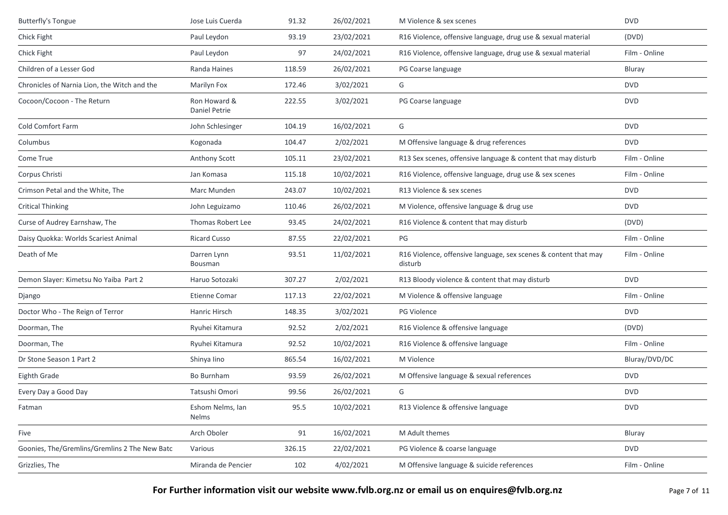| | | | | | |
|---|---|---|---|---|---|
| Butterfly's Tongue | Jose Luis Cuerda | 91.32 | 26/02/2021 | M Violence & sex scenes | DVD |
| Chick Fight | Paul Leydon | 93.19 | 23/02/2021 | R16 Violence, offensive language, drug use & sexual material | (DVD) |
| Chick Fight | Paul Leydon | 97 | 24/02/2021 | R16 Violence, offensive language, drug use & sexual material | Film - Online |
| Children of a Lesser God | Randa Haines | 118.59 | 26/02/2021 | PG Coarse language | Bluray |
| Chronicles of Narnia Lion, the Witch and the | Marilyn Fox | 172.46 | 3/02/2021 | G | DVD |
| Cocoon/Cocoon - The Return | Ron Howard & Daniel Petrie | 222.55 | 3/02/2021 | PG Coarse language | DVD |
| Cold Comfort Farm | John Schlesinger | 104.19 | 16/02/2021 | G | DVD |
| Columbus | Kogonada | 104.47 | 2/02/2021 | M Offensive language & drug references | DVD |
| Come True | Anthony Scott | 105.11 | 23/02/2021 | R13 Sex scenes, offensive language & content that may disturb | Film - Online |
| Corpus Christi | Jan Komasa | 115.18 | 10/02/2021 | R16 Violence, offensive language, drug use & sex scenes | Film - Online |
| Crimson Petal and the White, The | Marc Munden | 243.07 | 10/02/2021 | R13 Violence & sex scenes | DVD |
| Critical Thinking | John Leguizamo | 110.46 | 26/02/2021 | M Violence, offensive language & drug use | DVD |
| Curse of Audrey Earnshaw, The | Thomas Robert Lee | 93.45 | 24/02/2021 | R16 Violence & content that may disturb | (DVD) |
| Daisy Quokka: Worlds Scariest Animal | Ricard Cusso | 87.55 | 22/02/2021 | PG | Film - Online |
| Death of Me | Darren Lynn Bousman | 93.51 | 11/02/2021 | R16 Violence, offensive language, sex scenes & content that may disturb | Film - Online |
| Demon Slayer: Kimetsu No Yaiba Part 2 | Haruo Sotozaki | 307.27 | 2/02/2021 | R13 Bloody violence & content that may disturb | DVD |
| Django | Etienne Comar | 117.13 | 22/02/2021 | M Violence & offensive language | Film - Online |
| Doctor Who - The Reign of Terror | Hanric Hirsch | 148.35 | 3/02/2021 | PG Violence | DVD |
| Doorman, The | Ryuhei Kitamura | 92.52 | 2/02/2021 | R16 Violence & offensive language | (DVD) |
| Doorman, The | Ryuhei Kitamura | 92.52 | 10/02/2021 | R16 Violence & offensive language | Film - Online |
| Dr Stone Season 1 Part 2 | Shinya Iino | 865.54 | 16/02/2021 | M Violence | Bluray/DVD/DC |
| Eighth Grade | Bo Burnham | 93.59 | 26/02/2021 | M Offensive language & sexual references | DVD |
| Every Day a Good Day | Tatsushi Omori | 99.56 | 26/02/2021 | G | DVD |
| Fatman | Eshom Nelms, Ian Nelms | 95.5 | 10/02/2021 | R13 Violence & offensive language | DVD |
| Five | Arch Oboler | 91 | 16/02/2021 | M Adult themes | Bluray |
| Goonies, The/Gremlins/Gremlins 2 The New Batc | Various | 326.15 | 22/02/2021 | PG Violence & coarse language | DVD |
| Grizzlies, The | Miranda de Pencier | 102 | 4/02/2021 | M Offensive language & suicide references | Film - Online |

**For Further information visit our website www.fvlb.org.nz or email us on enquires@fvlb.org.nz**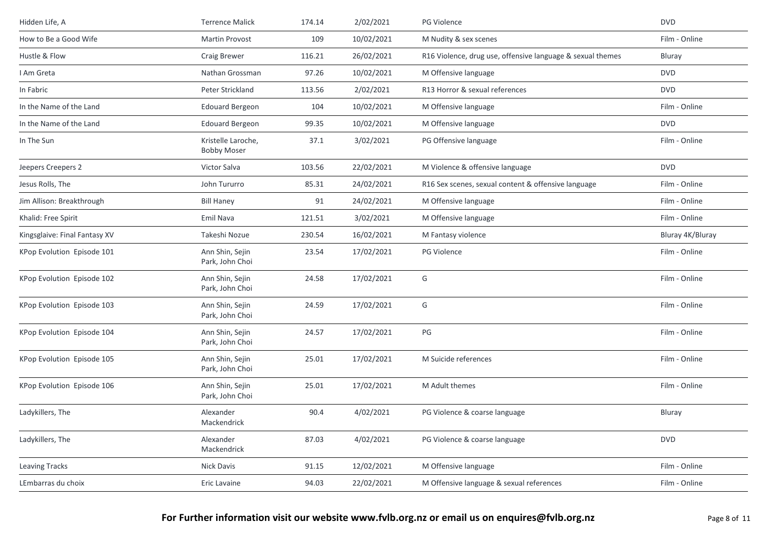| Hidden Life, A | Terrence Malick | 174.14 | 2/02/2021 | PG Violence | DVD |
|---|---|---|---|---|---|
| How to Be a Good Wife | Martin Provost | 109 | 10/02/2021 | M Nudity & sex scenes | Film - Online |
| Hustle & Flow | Craig Brewer | 116.21 | 26/02/2021 | R16 Violence, drug use, offensive language & sexual themes | Bluray |
| I Am Greta | Nathan Grossman | 97.26 | 10/02/2021 | M Offensive language | DVD |
| In Fabric | Peter Strickland | 113.56 | 2/02/2021 | R13 Horror & sexual references | DVD |
| In the Name of the Land | Edouard Bergeon | 104 | 10/02/2021 | M Offensive language | Film - Online |
| In the Name of the Land | Edouard Bergeon | 99.35 | 10/02/2021 | M Offensive language | DVD |
| In The Sun | Kristelle Laroche, Bobby Moser | 37.1 | 3/02/2021 | PG Offensive language | Film - Online |
| Jeepers Creepers 2 | Victor Salva | 103.56 | 22/02/2021 | M Violence & offensive language | DVD |
| Jesus Rolls, The | John Tururro | 85.31 | 24/02/2021 | R16 Sex scenes, sexual content & offensive language | Film - Online |
| Jim Allison: Breakthrough | Bill Haney | 91 | 24/02/2021 | M Offensive language | Film - Online |
| Khalid: Free Spirit | Emil Nava | 121.51 | 3/02/2021 | M Offensive language | Film - Online |
| Kingsglaive: Final Fantasy XV | Takeshi Nozue | 230.54 | 16/02/2021 | M Fantasy violence | Bluray 4K/Bluray |
| KPop Evolution Episode 101 | Ann Shin, Sejin Park, John Choi | 23.54 | 17/02/2021 | PG Violence | Film - Online |
| KPop Evolution Episode 102 | Ann Shin, Sejin Park, John Choi | 24.58 | 17/02/2021 | G | Film - Online |
| KPop Evolution Episode 103 | Ann Shin, Sejin Park, John Choi | 24.59 | 17/02/2021 | G | Film - Online |
| KPop Evolution Episode 104 | Ann Shin, Sejin Park, John Choi | 24.57 | 17/02/2021 | PG | Film - Online |
| KPop Evolution Episode 105 | Ann Shin, Sejin Park, John Choi | 25.01 | 17/02/2021 | M Suicide references | Film - Online |
| KPop Evolution Episode 106 | Ann Shin, Sejin Park, John Choi | 25.01 | 17/02/2021 | M Adult themes | Film - Online |
| Ladykillers, The | Alexander Mackendrick | 90.4 | 4/02/2021 | PG Violence & coarse language | Bluray |
| Ladykillers, The | Alexander Mackendrick | 87.03 | 4/02/2021 | PG Violence & coarse language | DVD |
| Leaving Tracks | Nick Davis | 91.15 | 12/02/2021 | M Offensive language | Film - Online |
| LEmbarras du choix | Eric Lavaine | 94.03 | 22/02/2021 | M Offensive language & sexual references | Film - Online |

**For Further information visit our website www.fvlb.org.nz or email us on enquires@fvlb.org.nz**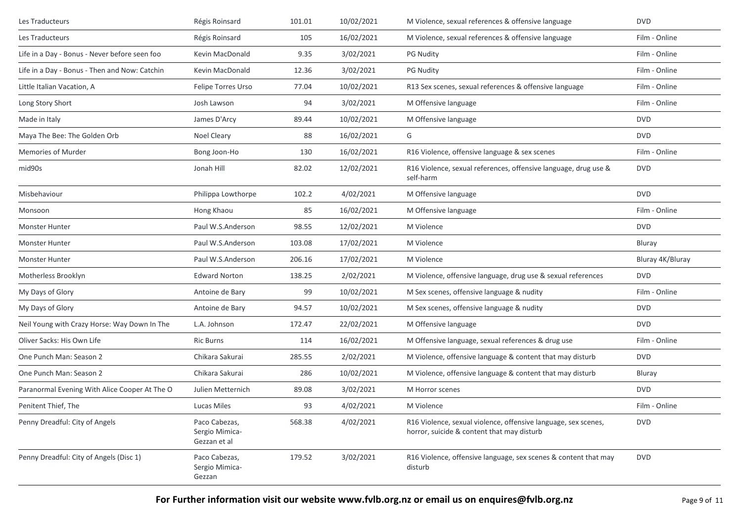| | | | | | |
|---|---|---|---|---|---|
| Les Traducteurs | Régis Roinsard | 101.01 | 10/02/2021 | M Violence, sexual references & offensive language | DVD |
| Les Traducteurs | Régis Roinsard | 105 | 16/02/2021 | M Violence, sexual references & offensive language | Film - Online |
| Life in a Day - Bonus - Never before seen foo | Kevin MacDonald | 9.35 | 3/02/2021 | PG Nudity | Film - Online |
| Life in a Day - Bonus - Then and Now: Catchin | Kevin MacDonald | 12.36 | 3/02/2021 | PG Nudity | Film - Online |
| Little Italian Vacation, A | Felipe Torres Urso | 77.04 | 10/02/2021 | R13 Sex scenes, sexual references & offensive language | Film - Online |
| Long Story Short | Josh Lawson | 94 | 3/02/2021 | M Offensive language | Film - Online |
| Made in Italy | James D'Arcy | 89.44 | 10/02/2021 | M Offensive language | DVD |
| Maya The Bee: The Golden Orb | Noel Cleary | 88 | 16/02/2021 | G | DVD |
| Memories of Murder | Bong Joon-Ho | 130 | 16/02/2021 | R16 Violence, offensive language & sex scenes | Film - Online |
| mid90s | Jonah Hill | 82.02 | 12/02/2021 | R16 Violence, sexual references, offensive language, drug use & self-harm | DVD |
| Misbehaviour | Philippa Lowthorpe | 102.2 | 4/02/2021 | M Offensive language | DVD |
| Monsoon | Hong Khaou | 85 | 16/02/2021 | M Offensive language | Film - Online |
| Monster Hunter | Paul W.S.Anderson | 98.55 | 12/02/2021 | M Violence | DVD |
| Monster Hunter | Paul W.S.Anderson | 103.08 | 17/02/2021 | M Violence | Bluray |
| Monster Hunter | Paul W.S.Anderson | 206.16 | 17/02/2021 | M Violence | Bluray 4K/Bluray |
| Motherless Brooklyn | Edward Norton | 138.25 | 2/02/2021 | M Violence, offensive language, drug use & sexual references | DVD |
| My Days of Glory | Antoine de Bary | 99 | 10/02/2021 | M Sex scenes, offensive language & nudity | Film - Online |
| My Days of Glory | Antoine de Bary | 94.57 | 10/02/2021 | M Sex scenes, offensive language & nudity | DVD |
| Neil Young with Crazy Horse: Way Down In The | L.A. Johnson | 172.47 | 22/02/2021 | M Offensive language | DVD |
| Oliver Sacks: His Own Life | Ric Burns | 114 | 16/02/2021 | M Offensive language, sexual references & drug use | Film - Online |
| One Punch Man: Season 2 | Chikara Sakurai | 285.55 | 2/02/2021 | M Violence, offensive language & content that may disturb | DVD |
| One Punch Man: Season 2 | Chikara Sakurai | 286 | 10/02/2021 | M Violence, offensive language & content that may disturb | Bluray |
| Paranormal Evening With Alice Cooper At The O | Julien Metternich | 89.08 | 3/02/2021 | M Horror scenes | DVD |
| Penitent Thief, The | Lucas Miles | 93 | 4/02/2021 | M Violence | Film - Online |
| Penny Dreadful: City of Angels | Paco Cabezas, Sergio Mimica-Gezzan et al | 568.38 | 4/02/2021 | R16 Violence, sexual violence, offensive language, sex scenes, horror, suicide & content that may disturb | DVD |
| Penny Dreadful: City of Angels (Disc 1) | Paco Cabezas, Sergio Mimica-Gezzan | 179.52 | 3/02/2021 | R16 Violence, offensive language, sex scenes & content that may disturb | DVD |

**For Further information visit our website www.fvlb.org.nz or email us on enquires@fvlb.org.nz**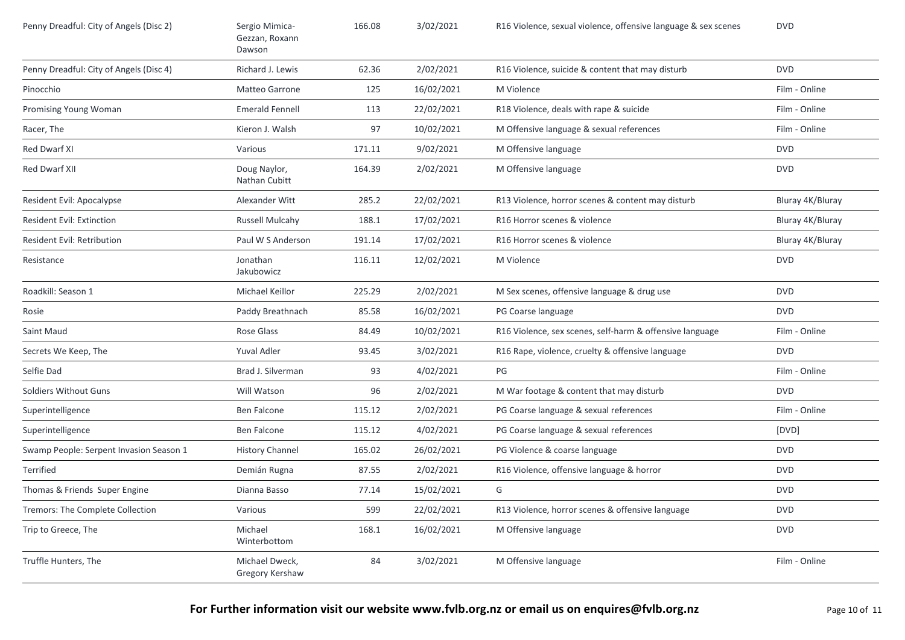| Penny Dreadful: City of Angels (Disc 2) | Sergio Mimica-Gezzan, Roxann Dawson | 166.08 | 3/02/2021 | R16 Violence, sexual violence, offensive language & sex scenes | DVD |
|---|---|---|---|---|---|
| Penny Dreadful: City of Angels (Disc 4) | Richard J. Lewis | 62.36 | 2/02/2021 | R16 Violence, suicide & content that may disturb | DVD |
| Pinocchio | Matteo Garrone | 125 | 16/02/2021 | M Violence | Film - Online |
| Promising Young Woman | Emerald Fennell | 113 | 22/02/2021 | R18 Violence, deals with rape & suicide | Film - Online |
| Racer, The | Kieron J. Walsh | 97 | 10/02/2021 | M Offensive language & sexual references | Film - Online |
| Red Dwarf XI | Various | 171.11 | 9/02/2021 | M Offensive language | DVD |
| Red Dwarf XII | Doug Naylor, Nathan Cubitt | 164.39 | 2/02/2021 | M Offensive language | DVD |
| Resident Evil: Apocalypse | Alexander Witt | 285.2 | 22/02/2021 | R13 Violence, horror scenes & content may disturb | Bluray 4K/Bluray |
| Resident Evil: Extinction | Russell Mulcahy | 188.1 | 17/02/2021 | R16 Horror scenes & violence | Bluray 4K/Bluray |
| Resident Evil: Retribution | Paul W S Anderson | 191.14 | 17/02/2021 | R16 Horror scenes & violence | Bluray 4K/Bluray |
| Resistance | Jonathan Jakubowicz | 116.11 | 12/02/2021 | M Violence | DVD |
| Roadkill: Season 1 | Michael Keillor | 225.29 | 2/02/2021 | M Sex scenes, offensive language & drug use | DVD |
| Rosie | Paddy Breathnach | 85.58 | 16/02/2021 | PG Coarse language | DVD |
| Saint Maud | Rose Glass | 84.49 | 10/02/2021 | R16 Violence, sex scenes, self-harm & offensive language | Film - Online |
| Secrets We Keep, The | Yuval Adler | 93.45 | 3/02/2021 | R16 Rape, violence, cruelty & offensive language | DVD |
| Selfie Dad | Brad J. Silverman | 93 | 4/02/2021 | PG | Film - Online |
| Soldiers Without Guns | Will Watson | 96 | 2/02/2021 | M War footage & content that may disturb | DVD |
| Superintelligence | Ben Falcone | 115.12 | 2/02/2021 | PG Coarse language & sexual references | Film - Online |
| Superintelligence | Ben Falcone | 115.12 | 4/02/2021 | PG Coarse language & sexual references | [DVD] |
| Swamp People: Serpent Invasion Season 1 | History Channel | 165.02 | 26/02/2021 | PG Violence & coarse language | DVD |
| Terrified | Demián Rugna | 87.55 | 2/02/2021 | R16 Violence, offensive language & horror | DVD |
| Thomas & Friends Super Engine | Dianna Basso | 77.14 | 15/02/2021 | G | DVD |
| Tremors: The Complete Collection | Various | 599 | 22/02/2021 | R13 Violence, horror scenes & offensive language | DVD |
| Trip to Greece, The | Michael Winterbottom | 168.1 | 16/02/2021 | M Offensive language | DVD |
| Truffle Hunters, The | Michael Dweck, Gregory Kershaw | 84 | 3/02/2021 | M Offensive language | Film - Online |

**For Further information visit our website www.fvlb.org.nz or email us on enquires@fvlb.org.nz**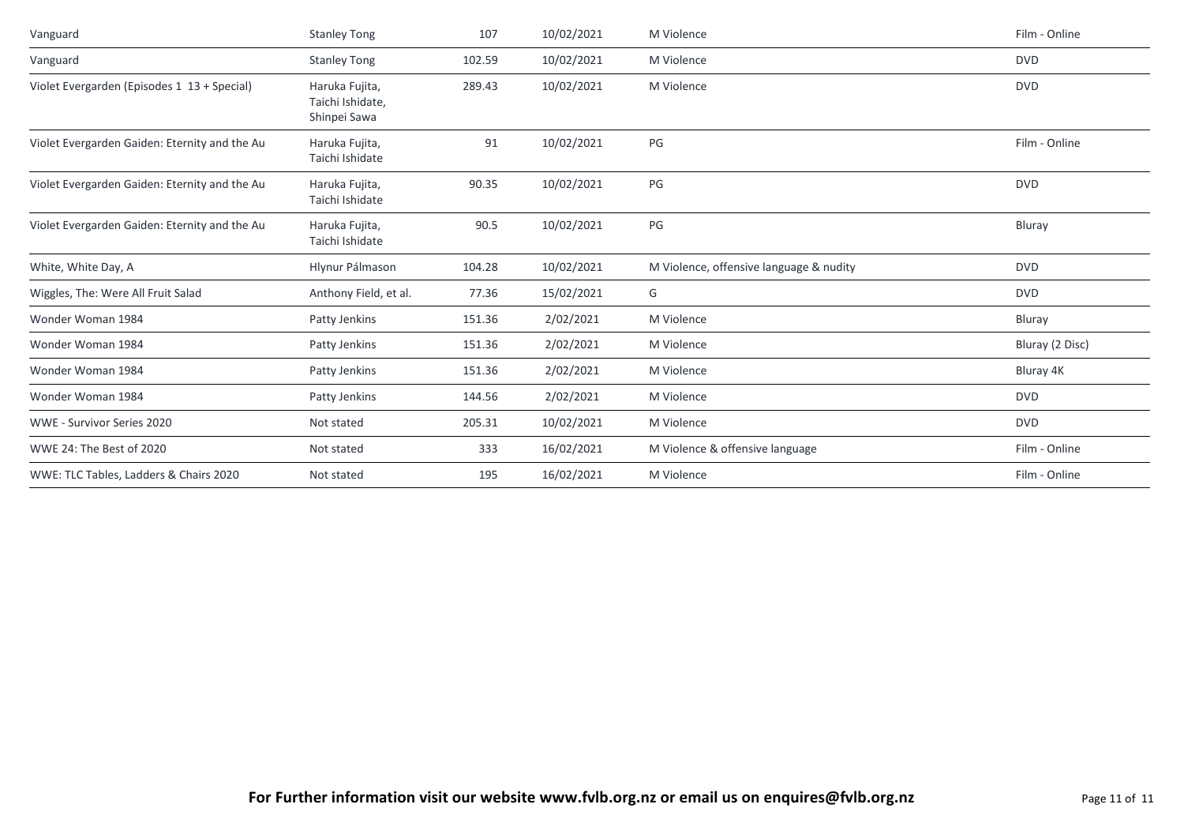| | | | | | |
|---|---|---|---|---|---|
| Vanguard | Stanley Tong | 107 | 10/02/2021 | M Violence | Film - Online |
| Vanguard | Stanley Tong | 102.59 | 10/02/2021 | M Violence | DVD |
| Violet Evergarden (Episodes 1 13 + Special) | Haruka Fujita, Taichi Ishidate, Shinpei Sawa | 289.43 | 10/02/2021 | M Violence | DVD |
| Violet Evergarden Gaiden: Eternity and the Au | Haruka Fujita, Taichi Ishidate | 91 | 10/02/2021 | PG | Film - Online |
| Violet Evergarden Gaiden: Eternity and the Au | Haruka Fujita, Taichi Ishidate | 90.35 | 10/02/2021 | PG | DVD |
| Violet Evergarden Gaiden: Eternity and the Au | Haruka Fujita, Taichi Ishidate | 90.5 | 10/02/2021 | PG | Bluray |
| White, White Day, A | Hlynur Pálmason | 104.28 | 10/02/2021 | M Violence, offensive language & nudity | DVD |
| Wiggles, The: Were All Fruit Salad | Anthony Field, et al. | 77.36 | 15/02/2021 | G | DVD |
| Wonder Woman 1984 | Patty Jenkins | 151.36 | 2/02/2021 | M Violence | Bluray |
| Wonder Woman 1984 | Patty Jenkins | 151.36 | 2/02/2021 | M Violence | Bluray (2 Disc) |
| Wonder Woman 1984 | Patty Jenkins | 151.36 | 2/02/2021 | M Violence | Bluray 4K |
| Wonder Woman 1984 | Patty Jenkins | 144.56 | 2/02/2021 | M Violence | DVD |
| WWE - Survivor Series 2020 | Not stated | 205.31 | 10/02/2021 | M Violence | DVD |
| WWE 24: The Best of 2020 | Not stated | 333 | 16/02/2021 | M Violence & offensive language | Film - Online |
| WWE: TLC Tables, Ladders & Chairs 2020 | Not stated | 195 | 16/02/2021 | M Violence | Film - Online |

**For Further information visit our website www.fvlb.org.nz or email us on enquires@fvlb.org.nz**